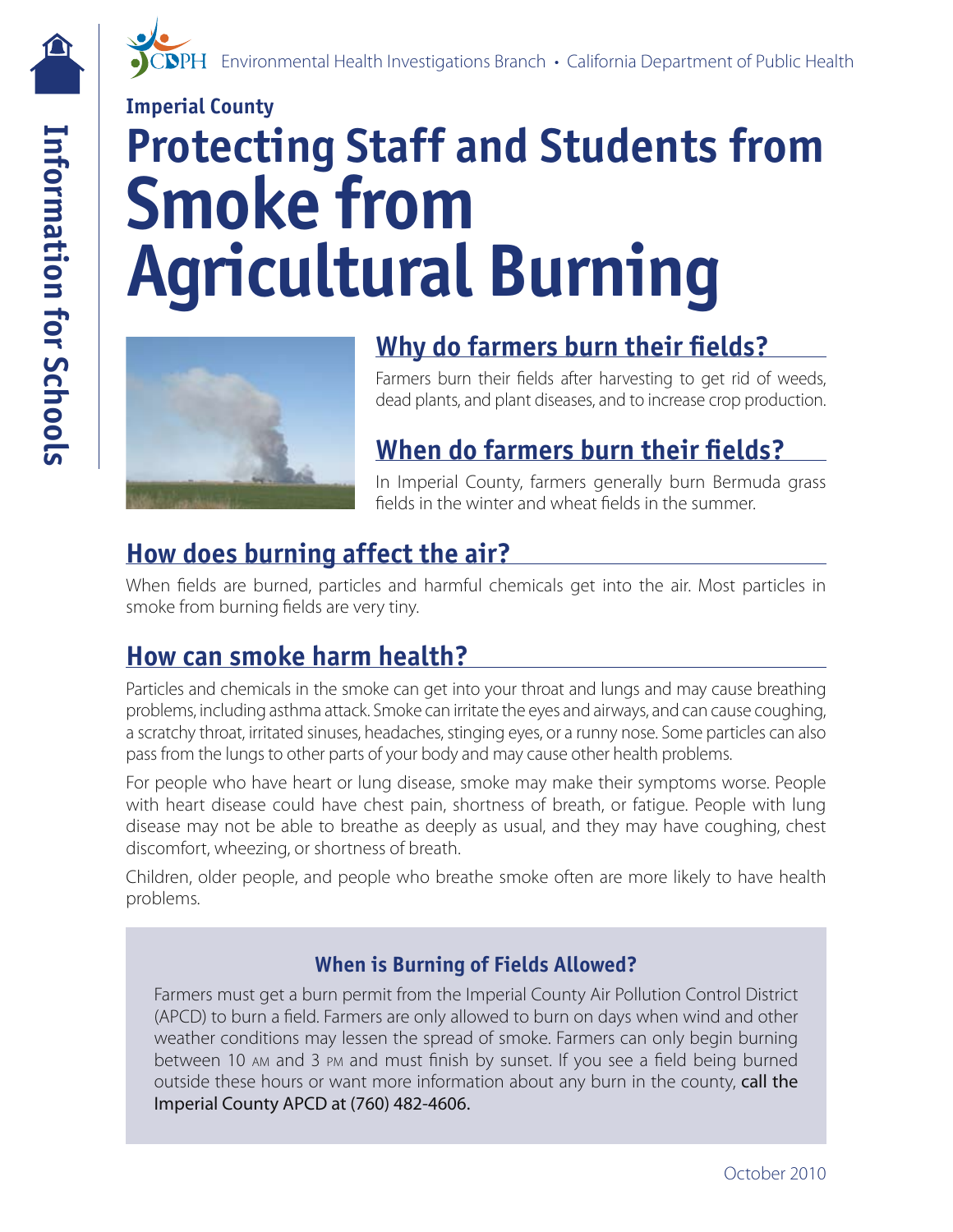Environmental Health Investigations Branch • California Department of Public Health

Information for Schools

**Imperial County**

# Protecting Staff and Students from Smoke from Agricultural Burning

## Why do farmers burn their fields?

Farmers burn their fields after harvesting to get rid of weeds, dead plants, and plant diseases, and to increase crop production.

## When do farmers burn their fields?

In Imperial County, farmers generally burn Bermuda grass fields in the winter and wheat fields in the summer.

## How does burning affect the air?

When fields are burned, particles and harmful chemicals get into the air. Most particles in smoke from burning fields are very tiny.

## How can smoke harm health?

Particles and chemicals in the smoke can get into your throat and lungs and may cause breathing problems, including asthma attack. Smoke can irritate the eyes and airways, and can cause coughing, a scratchy throat, irritated sinuses, headaches, stinging eyes, or a runny nose. Some particles can also pass from the lungs to other parts of your body and may cause other health problems.

For people who have heart or lung disease, smoke may make their symptoms worse. People with heart disease could have chest pain, shortness of breath, or fatigue. People with lung disease may not be able to breathe as deeply as usual, and they may have coughing, chest discomfort, wheezing, or shortness of breath.

Children, older people, and people who breathe smoke often are more likely to have health problems.

### When is Burning of Fields Allowed?

Farmers must get a burn permit from the Imperial County Air Pollution Control District (APCD) to burn a field. Farmers are only allowed to burn on days when wind and other weather conditions may lessen the spread of smoke. Farmers can only begin burning between 10 AM and 3 PM and must finish by sunset. If you see a field being burned outside these hours or want more information about any burn in the county, call the Imperial County APCD at (760) 482-4606.

October 2010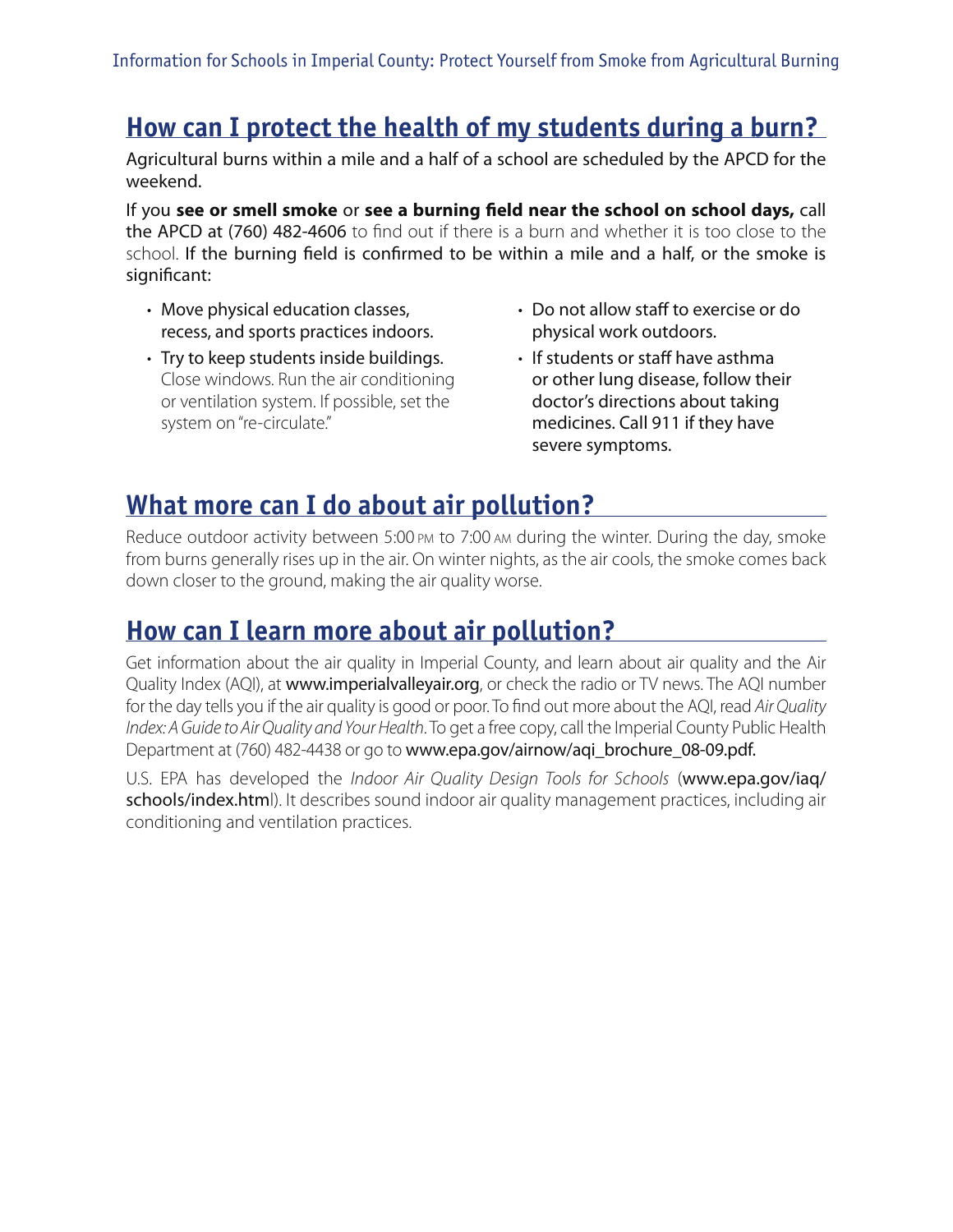## How can I protect the health of my students during a burn?

Agricultural burns within a mile and a half of a school are scheduled by the APCD for the weekend.

If you **see or smell smoke** or **see a burning field near the school on school days,** call the APCD at (760) 482-4606 to find out if there is a burn and whether it is too close to the school. If the burning field is confirmed to be within a mile and a half, or the smoke is significant:

- Move physical education classes, recess, and sports practices indoors.
- Try to keep students inside buildings. Close windows. Run the air conditioning or ventilation system. If possible, set the system on "re-circulate."
- Do not allow staff to exercise or do physical work outdoors.
- If students or staff have asthma or other lung disease, follow their doctor's directions about taking medicines. Call 911 if they have severe symptoms.

## What more can I do about air pollution?

Reduce outdoor activity between 5:00 PM to 7:00 AM during the winter. During the day, smoke from burns generally rises up in the air. On winter nights, as the air cools, the smoke comes back down closer to the ground, making the air quality worse.

## How can I learn more about air pollution?

Get information about the air quality in Imperial County, and learn about air quality and the Air Quality Index (AQI), at www.imperialvalleyair.org, or check the radio or TV news. The AQI number for the day tells you if the air quality is good or poor. To find out more about the AQI, read *Air Quality Index: A Guide to Air Quality and Your Health*. To get a free copy, call the Imperial County Public Health Department at (760) 482-4438 or go to www.epa.gov/airnow/aqi_brochure_08-09.pdf.

U.S. EPA has developed the *Indoor Air Quality Design Tools for Schools* (www.epa.gov/iaq/schools/index.html). It describes sound indoor air quality management practices, including air conditioning and ventilation practices.